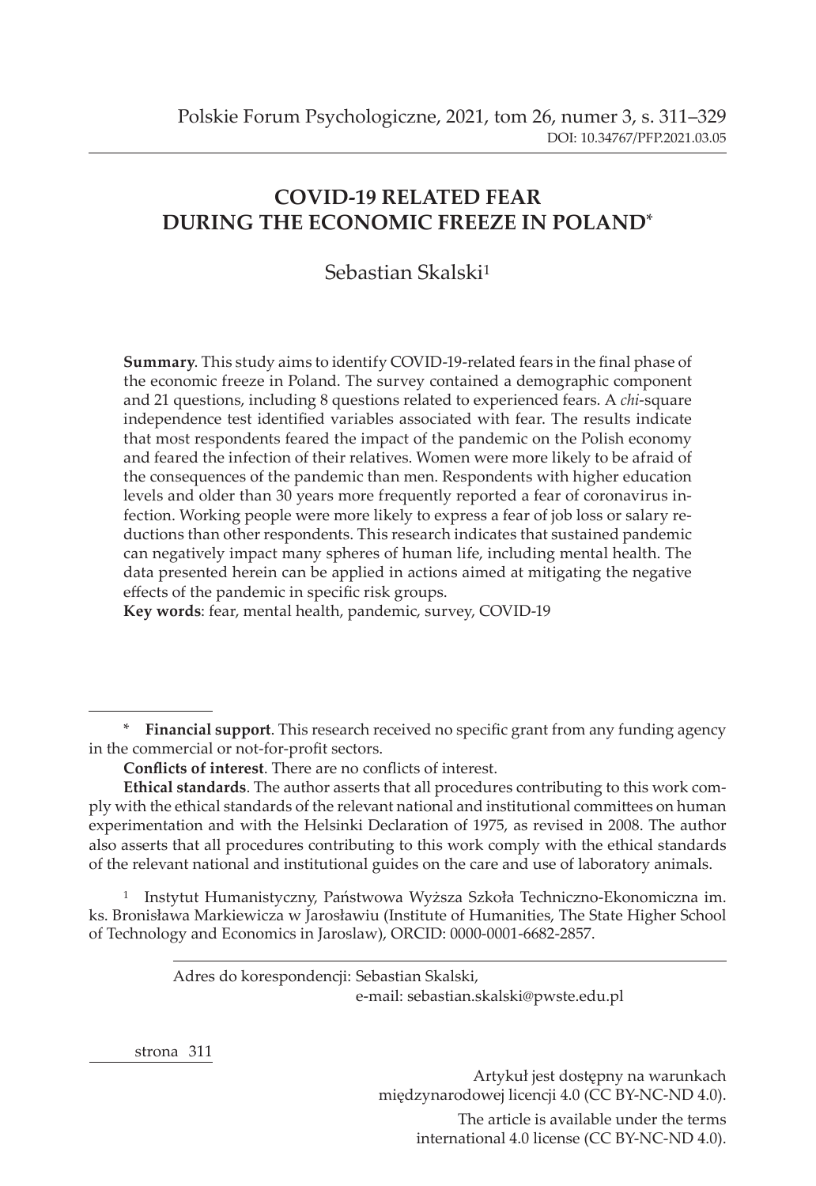# COVID-19 RELATED FEAR DURING THE ECONOMIC FREEZE IN POLAND*

Sebastian Skalski[1]

**Summary**. This study aims to identify COVID-19-related fears in the final phase of the economic freeze in Poland. The survey contained a demographic component and 21 questions, including 8 questions related to experienced fears. A *chi*-square independence test identified variables associated with fear. The results indicate that most respondents feared the impact of the pandemic on the Polish economy and feared the infection of their relatives. Women were more likely to be afraid of the consequences of the pandemic than men. Respondents with higher education levels and older than 30 years more frequently reported a fear of coronavirus infection. Working people were more likely to express a fear of job loss or salary reductions than other respondents. This research indicates that sustained pandemic can negatively impact many spheres of human life, including mental health. The data presented herein can be applied in actions aimed at mitigating the negative effects of the pandemic in specific risk groups.

**Key words**: fear, mental health, pandemic, survey, COVID-19

---

\* **Financial support**. This research received no specific grant from any funding agency in the commercial or not-for-profit sectors.

**Conflicts of interest**. There are no conflicts of interest.

**Ethical standards**. The author asserts that all procedures contributing to this work comply with the ethical standards of the relevant national and institutional committees on human experimentation and with the Helsinki Declaration of 1975, as revised in 2008. The author also asserts that all procedures contributing to this work comply with the ethical standards of the relevant national and institutional guides on the care and use of laboratory animals.

[1] Instytut Humanistyczny, Państwowa Wyższa Szkoła Techniczno-Ekonomiczna im. ks. Bronisława Markiewicza w Jarosławiu (Institute of Humanities, The State Higher School of Technology and Economics in Jaroslaw), ORCID: 0000-0001-6682-2857.

Adres do korespondencji: Sebastian Skalski,
e-mail: sebastian.skalski@pwste.edu.pl

Artykuł jest dostępny na warunkach międzynarodowej licencji 4.0 (CC BY-NC-ND 4.0).

The article is available under the terms international 4.0 license (CC BY-NC-ND 4.0).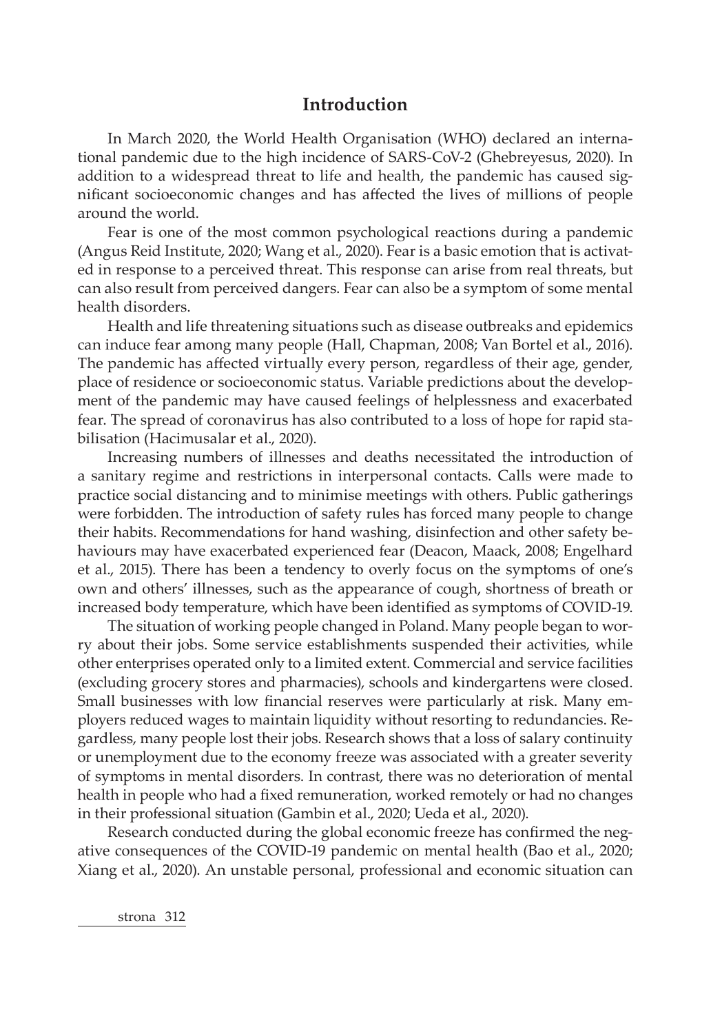## Introduction

In March 2020, the World Health Organisation (WHO) declared an international pandemic due to the high incidence of SARS-CoV-2 (Ghebreyesus, 2020). In addition to a widespread threat to life and health, the pandemic has caused significant socioeconomic changes and has affected the lives of millions of people around the world.

Fear is one of the most common psychological reactions during a pandemic (Angus Reid Institute, 2020; Wang et al., 2020). Fear is a basic emotion that is activated in response to a perceived threat. This response can arise from real threats, but can also result from perceived dangers. Fear can also be a symptom of some mental health disorders.

Health and life threatening situations such as disease outbreaks and epidemics can induce fear among many people (Hall, Chapman, 2008; Van Bortel et al., 2016). The pandemic has affected virtually every person, regardless of their age, gender, place of residence or socioeconomic status. Variable predictions about the development of the pandemic may have caused feelings of helplessness and exacerbated fear. The spread of coronavirus has also contributed to a loss of hope for rapid stabilisation (Hacimusalar et al., 2020).

Increasing numbers of illnesses and deaths necessitated the introduction of a sanitary regime and restrictions in interpersonal contacts. Calls were made to practice social distancing and to minimise meetings with others. Public gatherings were forbidden. The introduction of safety rules has forced many people to change their habits. Recommendations for hand washing, disinfection and other safety behaviours may have exacerbated experienced fear (Deacon, Maack, 2008; Engelhard et al., 2015). There has been a tendency to overly focus on the symptoms of one's own and others' illnesses, such as the appearance of cough, shortness of breath or increased body temperature, which have been identified as symptoms of COVID-19.

The situation of working people changed in Poland. Many people began to worry about their jobs. Some service establishments suspended their activities, while other enterprises operated only to a limited extent. Commercial and service facilities (excluding grocery stores and pharmacies), schools and kindergartens were closed. Small businesses with low financial reserves were particularly at risk. Many employers reduced wages to maintain liquidity without resorting to redundancies. Regardless, many people lost their jobs. Research shows that a loss of salary continuity or unemployment due to the economy freeze was associated with a greater severity of symptoms in mental disorders. In contrast, there was no deterioration of mental health in people who had a fixed remuneration, worked remotely or had no changes in their professional situation (Gambin et al., 2020; Ueda et al., 2020).

Research conducted during the global economic freeze has confirmed the negative consequences of the COVID-19 pandemic on mental health (Bao et al., 2020; Xiang et al., 2020). An unstable personal, professional and economic situation can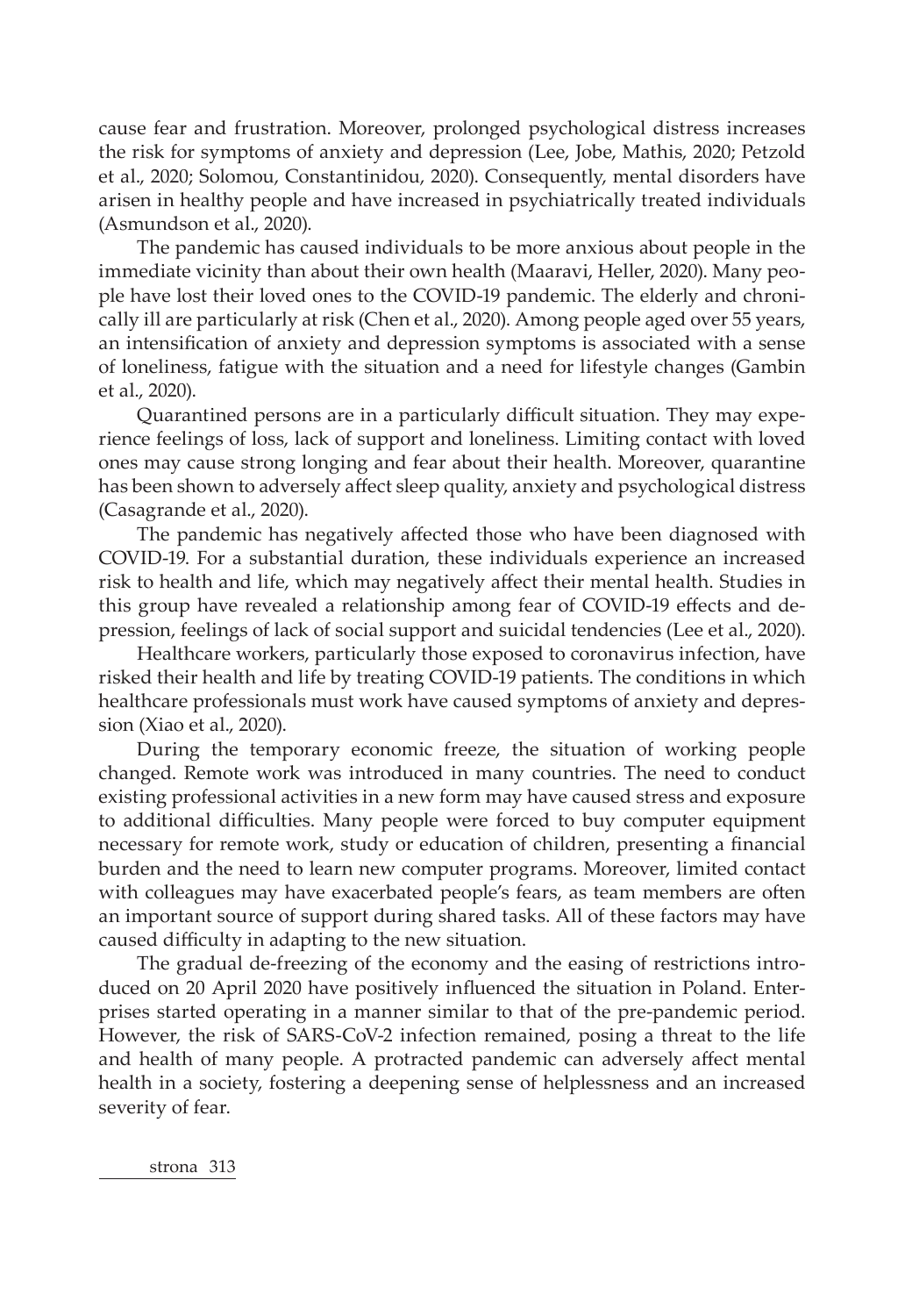cause fear and frustration. Moreover, prolonged psychological distress increases the risk for symptoms of anxiety and depression (Lee, Jobe, Mathis, 2020; Petzold et al., 2020; Solomou, Constantinidou, 2020). Consequently, mental disorders have arisen in healthy people and have increased in psychiatrically treated individuals (Asmundson et al., 2020).

The pandemic has caused individuals to be more anxious about people in the immediate vicinity than about their own health (Maaravi, Heller, 2020). Many people have lost their loved ones to the COVID-19 pandemic. The elderly and chronically ill are particularly at risk (Chen et al., 2020). Among people aged over 55 years, an intensification of anxiety and depression symptoms is associated with a sense of loneliness, fatigue with the situation and a need for lifestyle changes (Gambin et al., 2020).

Quarantined persons are in a particularly difficult situation. They may experience feelings of loss, lack of support and loneliness. Limiting contact with loved ones may cause strong longing and fear about their health. Moreover, quarantine has been shown to adversely affect sleep quality, anxiety and psychological distress (Casagrande et al., 2020).

The pandemic has negatively affected those who have been diagnosed with COVID-19. For a substantial duration, these individuals experience an increased risk to health and life, which may negatively affect their mental health. Studies in this group have revealed a relationship among fear of COVID-19 effects and depression, feelings of lack of social support and suicidal tendencies (Lee et al., 2020).

Healthcare workers, particularly those exposed to coronavirus infection, have risked their health and life by treating COVID-19 patients. The conditions in which healthcare professionals must work have caused symptoms of anxiety and depression (Xiao et al., 2020).

During the temporary economic freeze, the situation of working people changed. Remote work was introduced in many countries. The need to conduct existing professional activities in a new form may have caused stress and exposure to additional difficulties. Many people were forced to buy computer equipment necessary for remote work, study or education of children, presenting a financial burden and the need to learn new computer programs. Moreover, limited contact with colleagues may have exacerbated people's fears, as team members are often an important source of support during shared tasks. All of these factors may have caused difficulty in adapting to the new situation.

The gradual de-freezing of the economy and the easing of restrictions introduced on 20 April 2020 have positively influenced the situation in Poland. Enterprises started operating in a manner similar to that of the pre-pandemic period. However, the risk of SARS-CoV-2 infection remained, posing a threat to the life and health of many people. A protracted pandemic can adversely affect mental health in a society, fostering a deepening sense of helplessness and an increased severity of fear.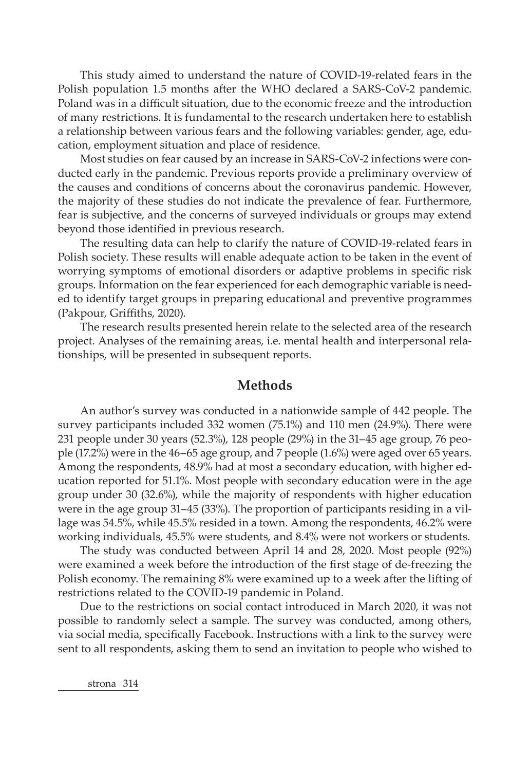This study aimed to understand the nature of COVID-19-related fears in the Polish population 1.5 months after the WHO declared a SARS-CoV-2 pandemic. Poland was in a difficult situation, due to the economic freeze and the introduction of many restrictions. It is fundamental to the research undertaken here to establish a relationship between various fears and the following variables: gender, age, education, employment situation and place of residence.

Most studies on fear caused by an increase in SARS-CoV-2 infections were conducted early in the pandemic. Previous reports provide a preliminary overview of the causes and conditions of concerns about the coronavirus pandemic. However, the majority of these studies do not indicate the prevalence of fear. Furthermore, fear is subjective, and the concerns of surveyed individuals or groups may extend beyond those identified in previous research.

The resulting data can help to clarify the nature of COVID-19-related fears in Polish society. These results will enable adequate action to be taken in the event of worrying symptoms of emotional disorders or adaptive problems in specific risk groups. Information on the fear experienced for each demographic variable is needed to identify target groups in preparing educational and preventive programmes (Pakpour, Griffiths, 2020).

The research results presented herein relate to the selected area of the research project. Analyses of the remaining areas, i.e. mental health and interpersonal relationships, will be presented in subsequent reports.

## Methods

An author's survey was conducted in a nationwide sample of 442 people. The survey participants included 332 women (75.1%) and 110 men (24.9%). There were 231 people under 30 years (52.3%), 128 people (29%) in the 31–45 age group, 76 people (17.2%) were in the 46–65 age group, and 7 people (1.6%) were aged over 65 years. Among the respondents, 48.9% had at most a secondary education, with higher education reported for 51.1%. Most people with secondary education were in the age group under 30 (32.6%), while the majority of respondents with higher education were in the age group 31–45 (33%). The proportion of participants residing in a village was 54.5%, while 45.5% resided in a town. Among the respondents, 46.2% were working individuals, 45.5% were students, and 8.4% were not workers or students.

The study was conducted between April 14 and 28, 2020. Most people (92%) were examined a week before the introduction of the first stage of de-freezing the Polish economy. The remaining 8% were examined up to a week after the lifting of restrictions related to the COVID-19 pandemic in Poland.

Due to the restrictions on social contact introduced in March 2020, it was not possible to randomly select a sample. The survey was conducted, among others, via social media, specifically Facebook. Instructions with a link to the survey were sent to all respondents, asking them to send an invitation to people who wished to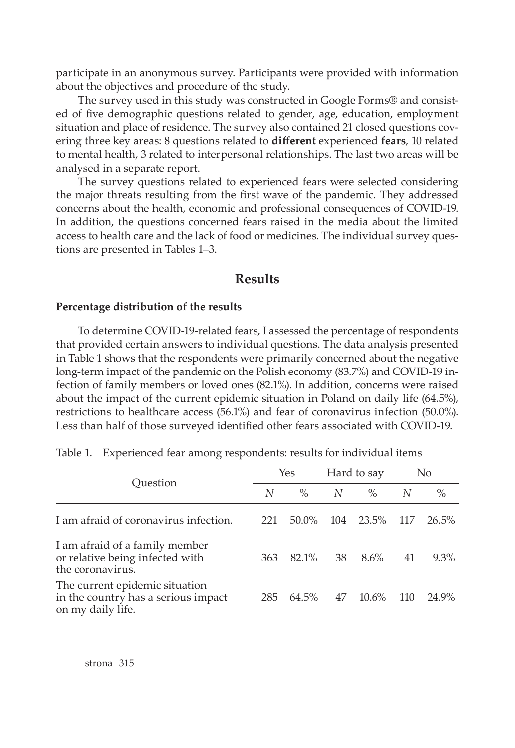participate in an anonymous survey. Participants were provided with information about the objectives and procedure of the study.

The survey used in this study was constructed in Google Forms® and consisted of five demographic questions related to gender, age, education, employment situation and place of residence. The survey also contained 21 closed questions covering three key areas: 8 questions related to **different** experienced **fears**, 10 related to mental health, 3 related to interpersonal relationships. The last two areas will be analysed in a separate report.

The survey questions related to experienced fears were selected considering the major threats resulting from the first wave of the pandemic. They addressed concerns about the health, economic and professional consequences of COVID-19. In addition, the questions concerned fears raised in the media about the limited access to health care and the lack of food or medicines. The individual survey questions are presented in Tables 1–3.

## Results

### Percentage distribution of the results

To determine COVID-19-related fears, I assessed the percentage of respondents that provided certain answers to individual questions. The data analysis presented in Table 1 shows that the respondents were primarily concerned about the negative long-term impact of the pandemic on the Polish economy (83.7%) and COVID-19 infection of family members or loved ones (82.1%). In addition, concerns were raised about the impact of the current epidemic situation in Poland on daily life (64.5%), restrictions to healthcare access (56.1%) and fear of coronavirus infection (50.0%). Less than half of those surveyed identified other fears associated with COVID-19.

Table 1. Experienced fear among respondents: results for individual items

| Question | Yes | | Hard to say | | No | |
|---|---|---|---|---|---|---|
| | *N* | % | *N* | % | *N* | % |
| I am afraid of coronavirus infection. | 221 | 50.0% | 104 | 23.5% | 117 | 26.5% |
| I am afraid of a family member or relative being infected with the coronavirus. | 363 | 82.1% | 38 | 8.6% | 41 | 9.3% |
| The current epidemic situation in the country has a serious impact on my daily life. | 285 | 64.5% | 47 | 10.6% | 110 | 24.9% |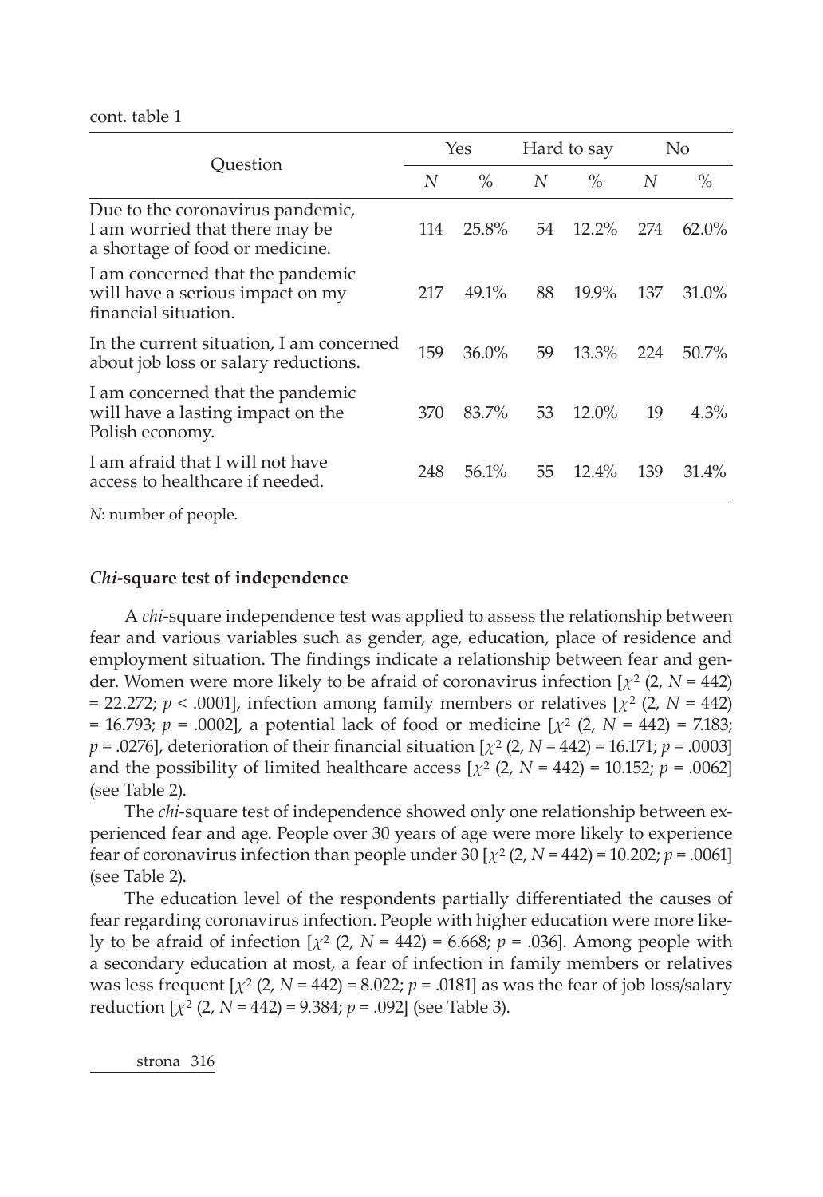cont. table 1

| Question | Yes | | Hard to say | | No | |
|---|---|---|---|---|---|---|
| | *N* | % | *N* | % | *N* | % |
| Due to the coronavirus pandemic, I am worried that there may be a shortage of food or medicine. | 114 | 25.8% | 54 | 12.2% | 274 | 62.0% |
| I am concerned that the pandemic will have a serious impact on my financial situation. | 217 | 49.1% | 88 | 19.9% | 137 | 31.0% |
| In the current situation, I am concerned about job loss or salary reductions. | 159 | 36.0% | 59 | 13.3% | 224 | 50.7% |
| I am concerned that the pandemic will have a lasting impact on the Polish economy. | 370 | 83.7% | 53 | 12.0% | 19 | 4.3% |
| I am afraid that I will not have access to healthcare if needed. | 248 | 56.1% | 55 | 12.4% | 139 | 31.4% |

*N*: number of people.

### ***Chi*-square test of independence**

A *chi*-square independence test was applied to assess the relationship between fear and various variables such as gender, age, education, place of residence and employment situation. The findings indicate a relationship between fear and gender. Women were more likely to be afraid of coronavirus infection [$\chi^2$ (2, $N$ = 442) = 22.272; $p$ < .0001], infection among family members or relatives [$\chi^2$ (2, $N$ = 442) = 16.793; $p$ = .0002], a potential lack of food or medicine [$\chi^2$ (2, $N$ = 442) = 7.183; $p$ = .0276], deterioration of their financial situation [$\chi^2$ (2, $N$ = 442) = 16.171; $p$ = .0003] and the possibility of limited healthcare access [$\chi^2$ (2, $N$ = 442) = 10.152; $p$ = .0062] (see Table 2).

The *chi*-square test of independence showed only one relationship between experienced fear and age. People over 30 years of age were more likely to experience fear of coronavirus infection than people under 30 [$\chi^2$ (2, $N$ = 442) = 10.202; $p$ = .0061] (see Table 2).

The education level of the respondents partially differentiated the causes of fear regarding coronavirus infection. People with higher education were more likely to be afraid of infection [$\chi^2$ (2, $N$ = 442) = 6.668; $p$ = .036]. Among people with a secondary education at most, a fear of infection in family members or relatives was less frequent [$\chi^2$ (2, $N$ = 442) = 8.022; $p$ = .0181] as was the fear of job loss/salary reduction [$\chi^2$ (2, $N$ = 442) = 9.384; $p$ = .092] (see Table 3).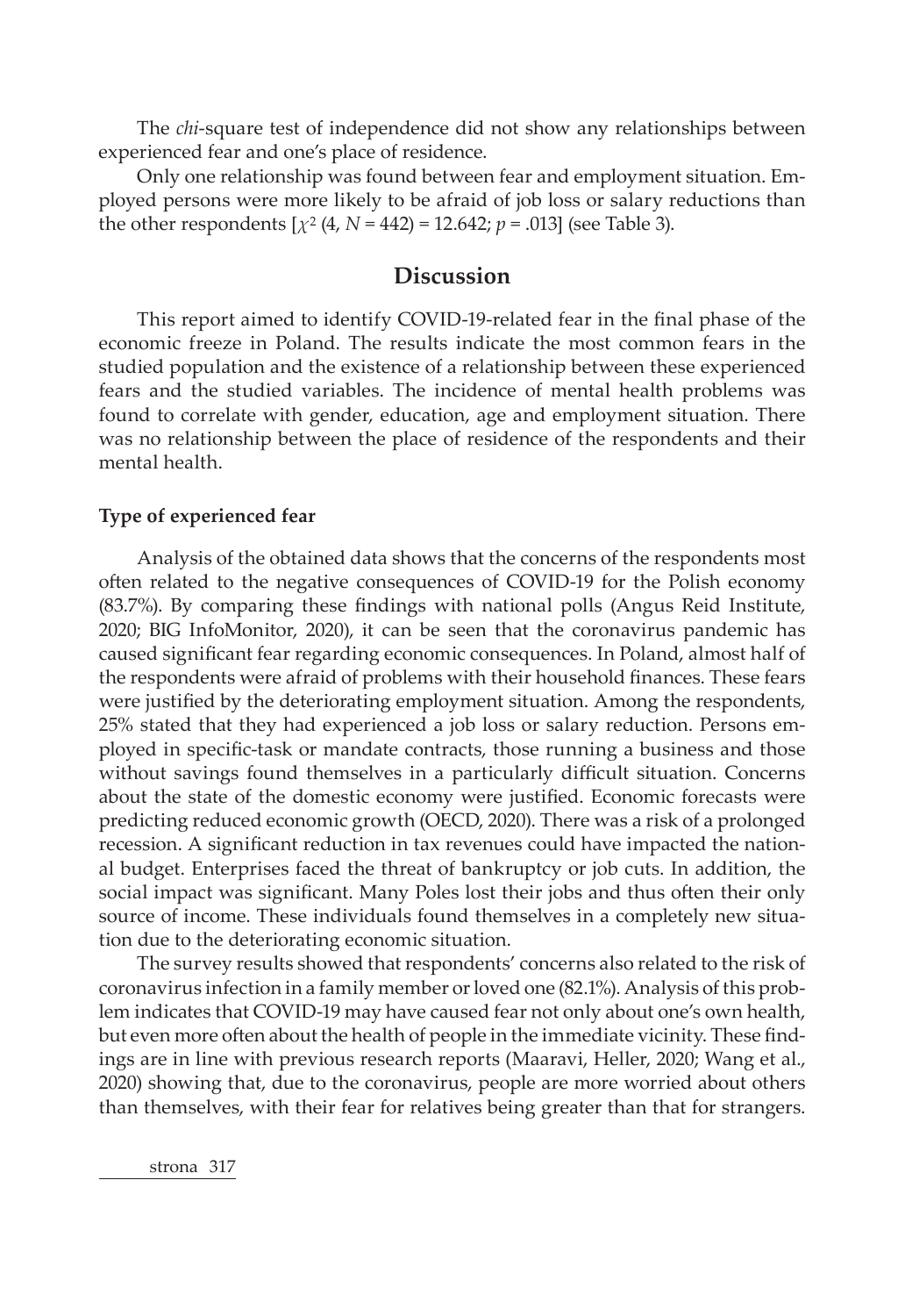The *chi*-square test of independence did not show any relationships between experienced fear and one's place of residence.

Only one relationship was found between fear and employment situation. Employed persons were more likely to be afraid of job loss or salary reductions than the other respondents [$\chi^2$ (4, $N$ = 442) = 12.642; $p$ = .013] (see Table 3).

## Discussion

This report aimed to identify COVID-19-related fear in the final phase of the economic freeze in Poland. The results indicate the most common fears in the studied population and the existence of a relationship between these experienced fears and the studied variables. The incidence of mental health problems was found to correlate with gender, education, age and employment situation. There was no relationship between the place of residence of the respondents and their mental health.

### Type of experienced fear

Analysis of the obtained data shows that the concerns of the respondents most often related to the negative consequences of COVID-19 for the Polish economy (83.7%). By comparing these findings with national polls (Angus Reid Institute, 2020; BIG InfoMonitor, 2020), it can be seen that the coronavirus pandemic has caused significant fear regarding economic consequences. In Poland, almost half of the respondents were afraid of problems with their household finances. These fears were justified by the deteriorating employment situation. Among the respondents, 25% stated that they had experienced a job loss or salary reduction. Persons employed in specific-task or mandate contracts, those running a business and those without savings found themselves in a particularly difficult situation. Concerns about the state of the domestic economy were justified. Economic forecasts were predicting reduced economic growth (OECD, 2020). There was a risk of a prolonged recession. A significant reduction in tax revenues could have impacted the national budget. Enterprises faced the threat of bankruptcy or job cuts. In addition, the social impact was significant. Many Poles lost their jobs and thus often their only source of income. These individuals found themselves in a completely new situation due to the deteriorating economic situation.

The survey results showed that respondents' concerns also related to the risk of coronavirus infection in a family member or loved one (82.1%). Analysis of this problem indicates that COVID-19 may have caused fear not only about one's own health, but even more often about the health of people in the immediate vicinity. These findings are in line with previous research reports (Maaravi, Heller, 2020; Wang et al., 2020) showing that, due to the coronavirus, people are more worried about others than themselves, with their fear for relatives being greater than that for strangers.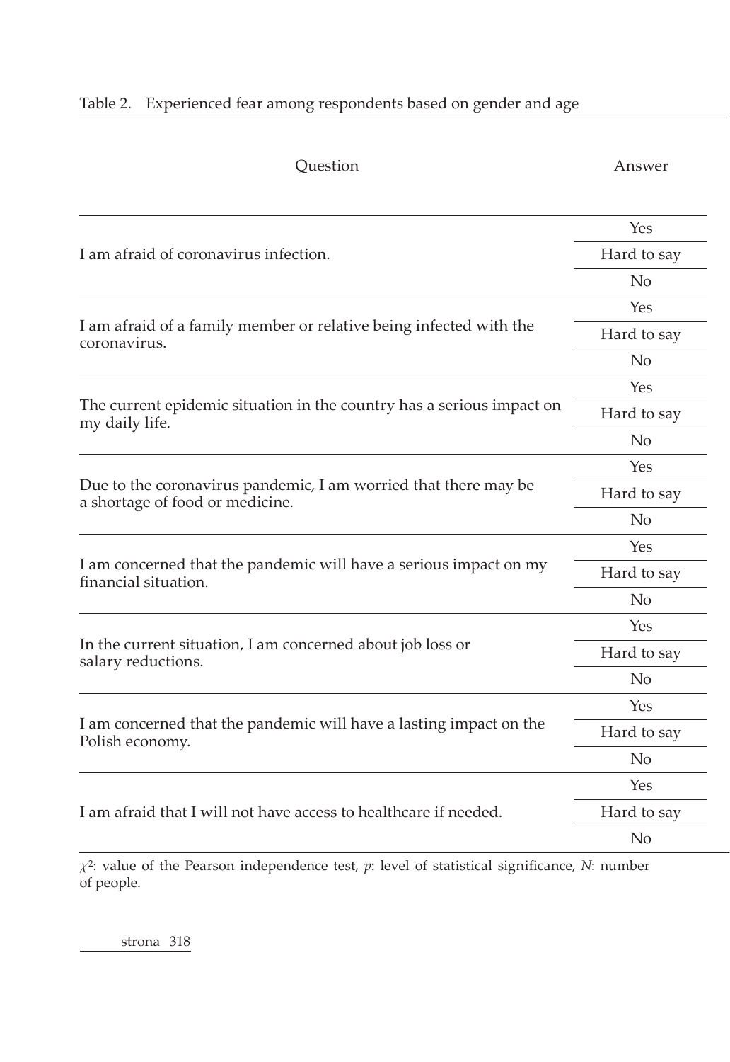Table 2. Experienced fear among respondents based on gender and age

| Question | Answer |
|---|---|
| I am afraid of coronavirus infection. | Yes |
| | Hard to say |
| | No |
| I am afraid of a family member or relative being infected with the coronavirus. | Yes |
| | Hard to say |
| | No |
| The current epidemic situation in the country has a serious impact on my daily life. | Yes |
| | Hard to say |
| | No |
| Due to the coronavirus pandemic, I am worried that there may be a shortage of food or medicine. | Yes |
| | Hard to say |
| | No |
| I am concerned that the pandemic will have a serious impact on my financial situation. | Yes |
| | Hard to say |
| | No |
| In the current situation, I am concerned about job loss or salary reductions. | Yes |
| | Hard to say |
| | No |
| I am concerned that the pandemic will have a lasting impact on the Polish economy. | Yes |
| | Hard to say |
| | No |
| I am afraid that I will not have access to healthcare if needed. | Yes |
| | Hard to say |
| | No |

$\chi^2$: value of the Pearson independence test, $p$: level of statistical significance, $N$: number of people.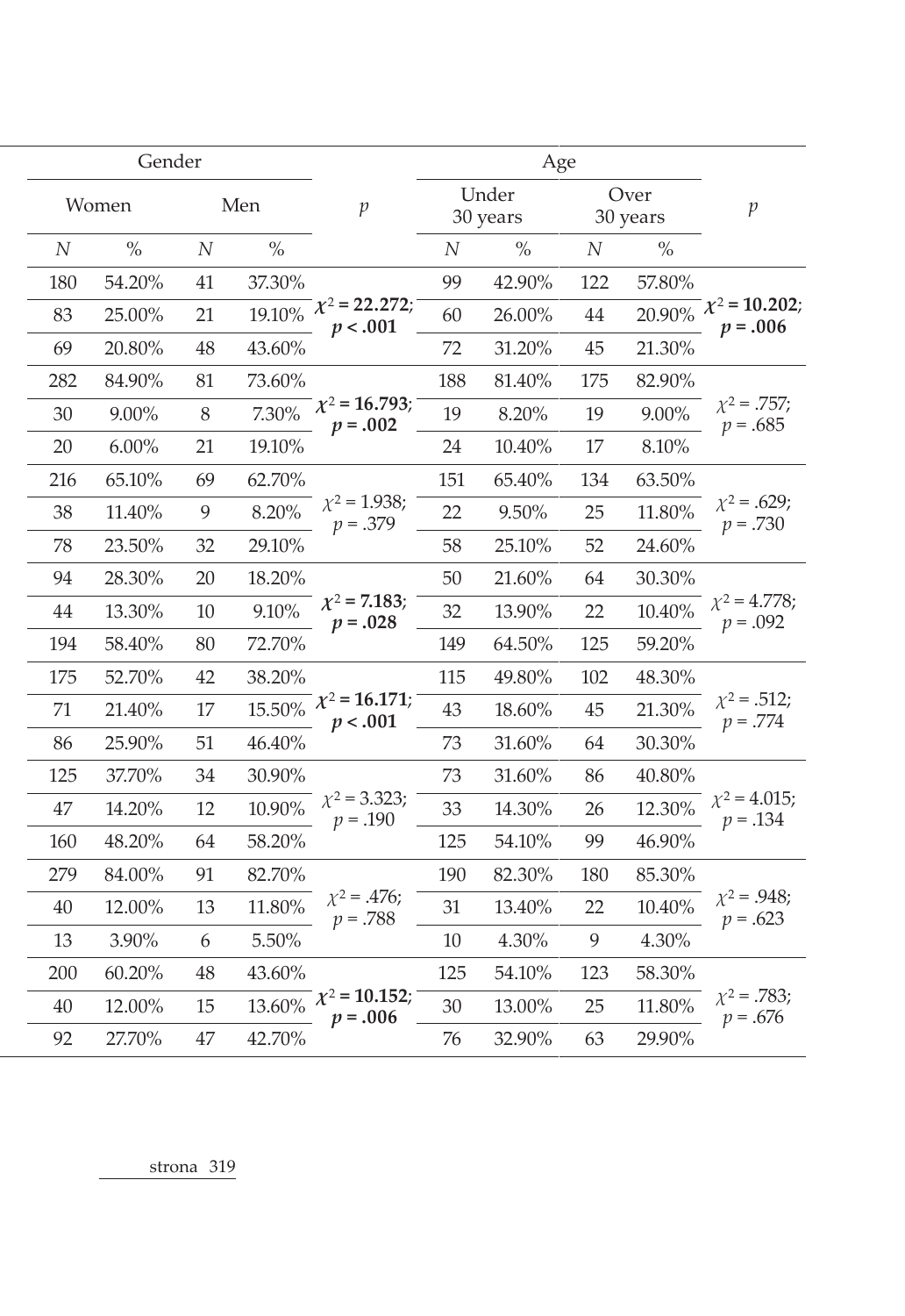| Gender | | | | | Age | | | | |
|---|---|---|---|---|---|---|---|---|---|
| Women | | Men | | $p$ | Under 30 years | | Over 30 years | | $p$ |
| $N$ | % | $N$ | % | | $N$ | % | $N$ | % | |
| 180 | 54.20% | 41 | 37.30% | **$\chi^2$ = 22.272; $p$ < .001** | 99 | 42.90% | 122 | 57.80% | **$\chi^2$ = 10.202; $p$ = .006** |
| 83 | 25.00% | 21 | 19.10% | | 60 | 26.00% | 44 | 20.90% | |
| 69 | 20.80% | 48 | 43.60% | | 72 | 31.20% | 45 | 21.30% | |
| 282 | 84.90% | 81 | 73.60% | **$\chi^2$ = 16.793; $p$ = .002** | 188 | 81.40% | 175 | 82.90% | $\chi^2$ = .757; $p$ = .685 |
| 30 | 9.00% | 8 | 7.30% | | 19 | 8.20% | 19 | 9.00% | |
| 20 | 6.00% | 21 | 19.10% | | 24 | 10.40% | 17 | 8.10% | |
| 216 | 65.10% | 69 | 62.70% | $\chi^2$ = 1.938; $p$ = .379 | 151 | 65.40% | 134 | 63.50% | $\chi^2$ = .629; $p$ = .730 |
| 38 | 11.40% | 9 | 8.20% | | 22 | 9.50% | 25 | 11.80% | |
| 78 | 23.50% | 32 | 29.10% | | 58 | 25.10% | 52 | 24.60% | |
| 94 | 28.30% | 20 | 18.20% | **$\chi^2$ = 7.183; $p$ = .028** | 50 | 21.60% | 64 | 30.30% | $\chi^2$ = 4.778; $p$ = .092 |
| 44 | 13.30% | 10 | 9.10% | | 32 | 13.90% | 22 | 10.40% | |
| 194 | 58.40% | 80 | 72.70% | | 149 | 64.50% | 125 | 59.20% | |
| 175 | 52.70% | 42 | 38.20% | **$\chi^2$ = 16.171; $p$ < .001** | 115 | 49.80% | 102 | 48.30% | $\chi^2$ = .512; $p$ = .774 |
| 71 | 21.40% | 17 | 15.50% | | 43 | 18.60% | 45 | 21.30% | |
| 86 | 25.90% | 51 | 46.40% | | 73 | 31.60% | 64 | 30.30% | |
| 125 | 37.70% | 34 | 30.90% | $\chi^2$ = 3.323; $p$ = .190 | 73 | 31.60% | 86 | 40.80% | $\chi^2$ = 4.015; $p$ = .134 |
| 47 | 14.20% | 12 | 10.90% | | 33 | 14.30% | 26 | 12.30% | |
| 160 | 48.20% | 64 | 58.20% | | 125 | 54.10% | 99 | 46.90% | |
| 279 | 84.00% | 91 | 82.70% | $\chi^2$ = .476; $p$ = .788 | 190 | 82.30% | 180 | 85.30% | $\chi^2$ = .948; $p$ = .623 |
| 40 | 12.00% | 13 | 11.80% | | 31 | 13.40% | 22 | 10.40% | |
| 13 | 3.90% | 6 | 5.50% | | 10 | 4.30% | 9 | 4.30% | |
| 200 | 60.20% | 48 | 43.60% | **$\chi^2$ = 10.152; $p$ = .006** | 125 | 54.10% | 123 | 58.30% | $\chi^2$ = .783; $p$ = .676 |
| 40 | 12.00% | 15 | 13.60% | | 30 | 13.00% | 25 | 11.80% | |
| 92 | 27.70% | 47 | 42.70% | | 76 | 32.90% | 63 | 29.90% | |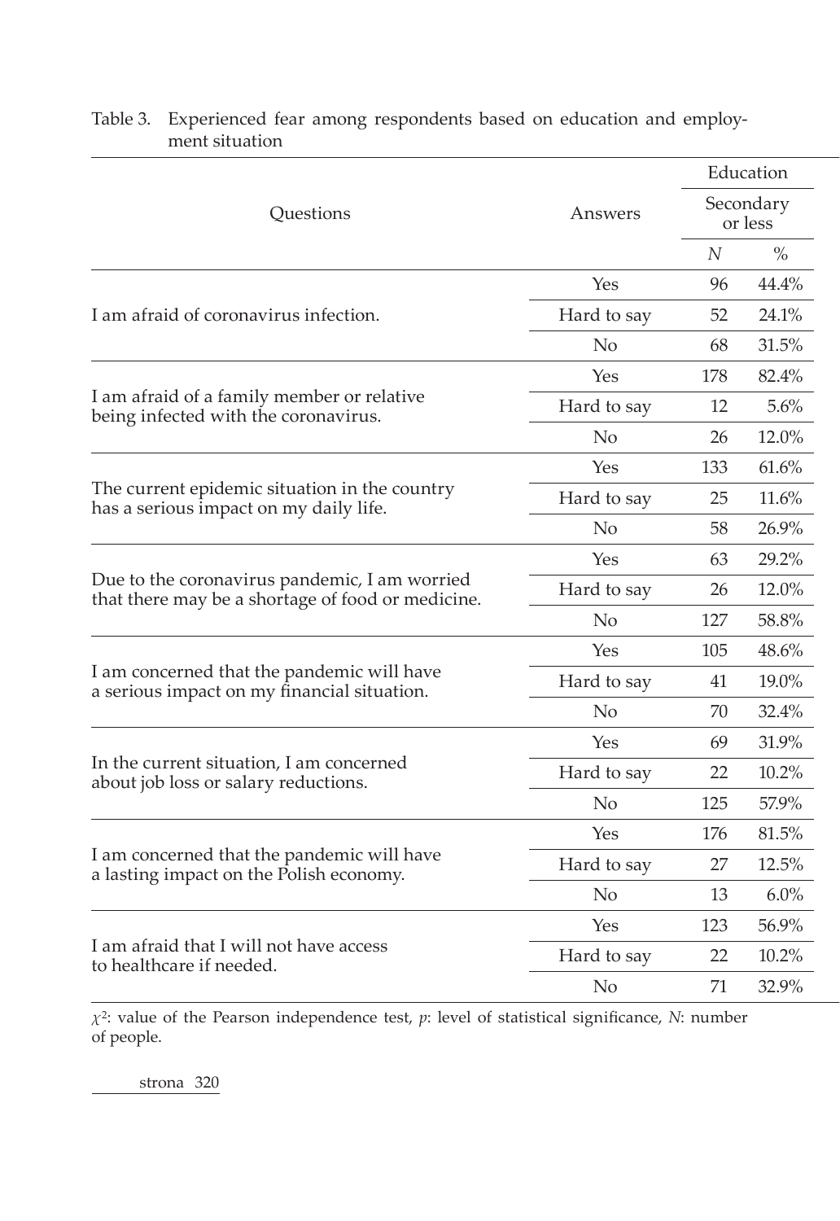Table 3. Experienced fear among respondents based on education and employment situation

| Questions | Answers | Education | |
|---|---|---|---|
| | | Secondary or less | |
| | | *N* | % |
| I am afraid of coronavirus infection. | Yes | 96 | 44.4% |
| | Hard to say | 52 | 24.1% |
| | No | 68 | 31.5% |
| I am afraid of a family member or relative being infected with the coronavirus. | Yes | 178 | 82.4% |
| | Hard to say | 12 | 5.6% |
| | No | 26 | 12.0% |
| The current epidemic situation in the country has a serious impact on my daily life. | Yes | 133 | 61.6% |
| | Hard to say | 25 | 11.6% |
| | No | 58 | 26.9% |
| Due to the coronavirus pandemic, I am worried that there may be a shortage of food or medicine. | Yes | 63 | 29.2% |
| | Hard to say | 26 | 12.0% |
| | No | 127 | 58.8% |
| I am concerned that the pandemic will have a serious impact on my financial situation. | Yes | 105 | 48.6% |
| | Hard to say | 41 | 19.0% |
| | No | 70 | 32.4% |
| In the current situation, I am concerned about job loss or salary reductions. | Yes | 69 | 31.9% |
| | Hard to say | 22 | 10.2% |
| | No | 125 | 57.9% |
| I am concerned that the pandemic will have a lasting impact on the Polish economy. | Yes | 176 | 81.5% |
| | Hard to say | 27 | 12.5% |
| | No | 13 | 6.0% |
| I am afraid that I will not have access to healthcare if needed. | Yes | 123 | 56.9% |
| | Hard to say | 22 | 10.2% |
| | No | 71 | 32.9% |

$\chi^2$: value of the Pearson independence test, *p*: level of statistical significance, *N*: number of people.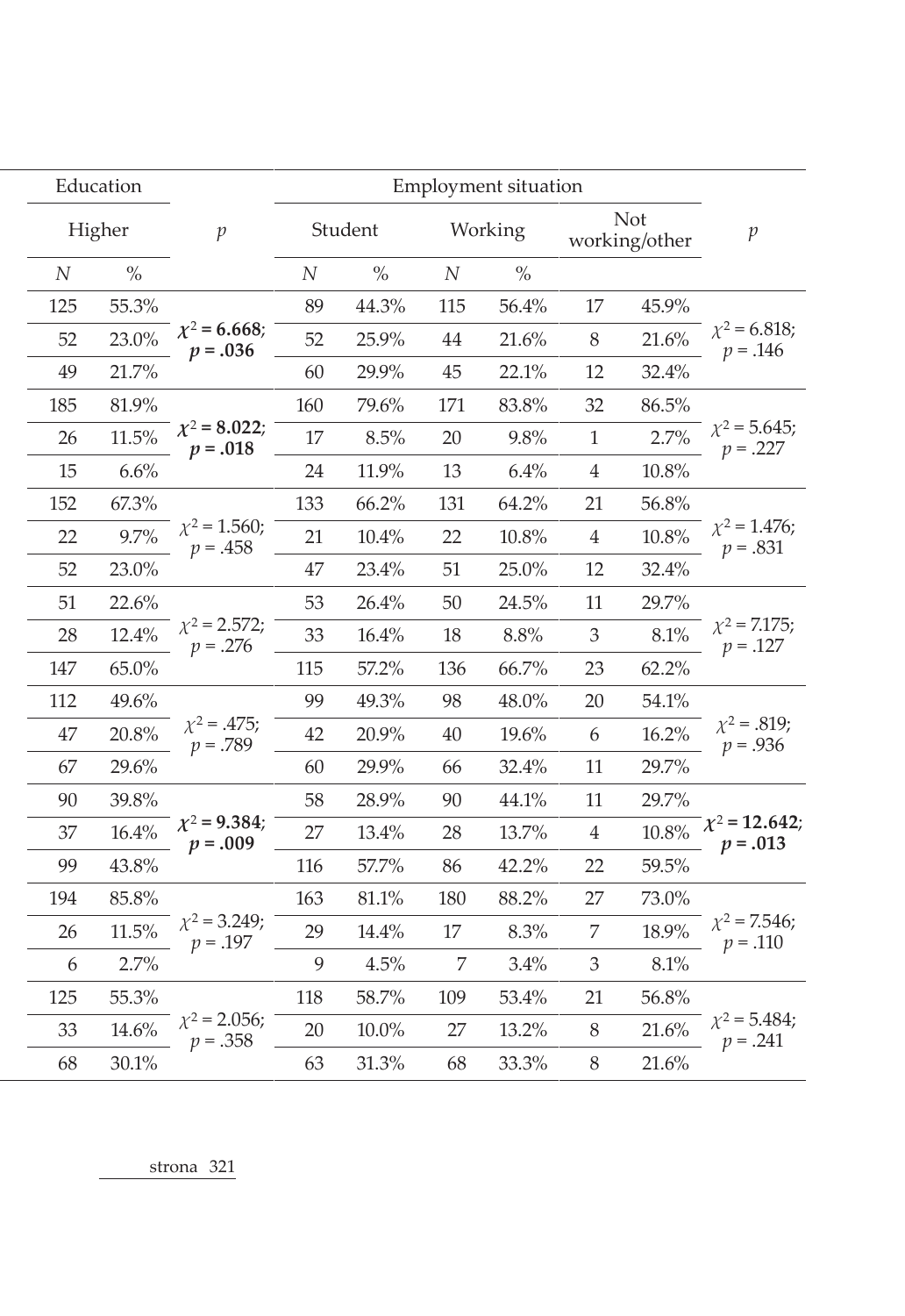| Education | | | Employment situation | | | | | | |
|---|---|---|---|---|---|---|---|---|---|
| Higher | | $p$ | Student | | Working | | Not working/other | | $p$ |
| $N$ | % | | $N$ | % | $N$ | % | | | |
| 125 | 55.3% | **$\chi^2$ = 6.668; $p$ = .036** | 89 | 44.3% | 115 | 56.4% | 17 | 45.9% | $\chi^2$ = 6.818; $p$ = .146 |
| 52 | 23.0% | | 52 | 25.9% | 44 | 21.6% | 8 | 21.6% | |
| 49 | 21.7% | | 60 | 29.9% | 45 | 22.1% | 12 | 32.4% | |
| 185 | 81.9% | **$\chi^2$ = 8.022; $p$ = .018** | 160 | 79.6% | 171 | 83.8% | 32 | 86.5% | $\chi^2$ = 5.645; $p$ = .227 |
| 26 | 11.5% | | 17 | 8.5% | 20 | 9.8% | 1 | 2.7% | |
| 15 | 6.6% | | 24 | 11.9% | 13 | 6.4% | 4 | 10.8% | |
| 152 | 67.3% | $\chi^2$ = 1.560; $p$ = .458 | 133 | 66.2% | 131 | 64.2% | 21 | 56.8% | $\chi^2$ = 1.476; $p$ = .831 |
| 22 | 9.7% | | 21 | 10.4% | 22 | 10.8% | 4 | 10.8% | |
| 52 | 23.0% | | 47 | 23.4% | 51 | 25.0% | 12 | 32.4% | |
| 51 | 22.6% | $\chi^2$ = 2.572; $p$ = .276 | 53 | 26.4% | 50 | 24.5% | 11 | 29.7% | $\chi^2$ = 7.175; $p$ = .127 |
| 28 | 12.4% | | 33 | 16.4% | 18 | 8.8% | 3 | 8.1% | |
| 147 | 65.0% | | 115 | 57.2% | 136 | 66.7% | 23 | 62.2% | |
| 112 | 49.6% | $\chi^2$ = .475; $p$ = .789 | 99 | 49.3% | 98 | 48.0% | 20 | 54.1% | $\chi^2$ = .819; $p$ = .936 |
| 47 | 20.8% | | 42 | 20.9% | 40 | 19.6% | 6 | 16.2% | |
| 67 | 29.6% | | 60 | 29.9% | 66 | 32.4% | 11 | 29.7% | |
| 90 | 39.8% | **$\chi^2$ = 9.384; $p$ = .009** | 58 | 28.9% | 90 | 44.1% | 11 | 29.7% | **$\chi^2$ = 12.642; $p$ = .013** |
| 37 | 16.4% | | 27 | 13.4% | 28 | 13.7% | 4 | 10.8% | |
| 99 | 43.8% | | 116 | 57.7% | 86 | 42.2% | 22 | 59.5% | |
| 194 | 85.8% | $\chi^2$ = 3.249; $p$ = .197 | 163 | 81.1% | 180 | 88.2% | 27 | 73.0% | $\chi^2$ = 7.546; $p$ = .110 |
| 26 | 11.5% | | 29 | 14.4% | 17 | 8.3% | 7 | 18.9% | |
| 6 | 2.7% | | 9 | 4.5% | 7 | 3.4% | 3 | 8.1% | |
| 125 | 55.3% | $\chi^2$ = 2.056; $p$ = .358 | 118 | 58.7% | 109 | 53.4% | 21 | 56.8% | $\chi^2$ = 5.484; $p$ = .241 |
| 33 | 14.6% | | 20 | 10.0% | 27 | 13.2% | 8 | 21.6% | |
| 68 | 30.1% | | 63 | 31.3% | 68 | 33.3% | 8 | 21.6% | |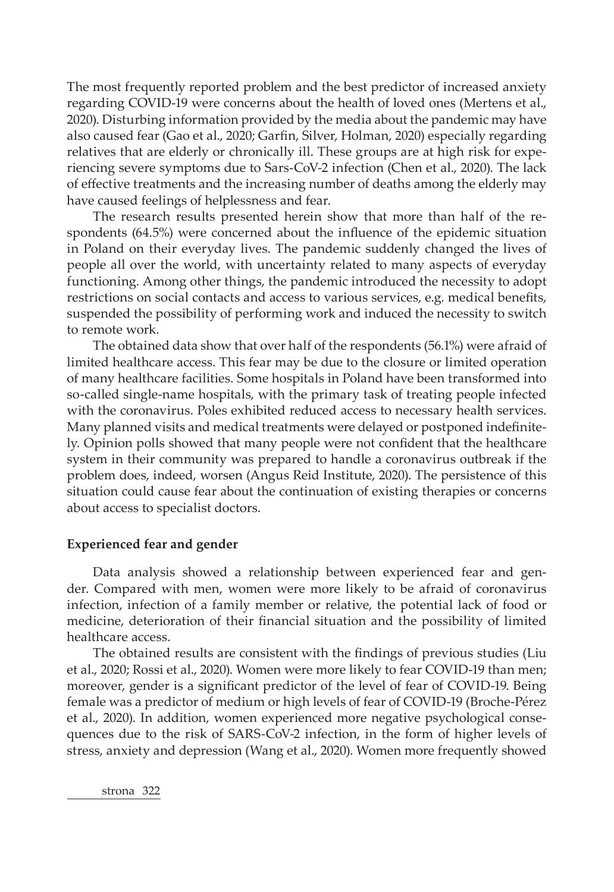The most frequently reported problem and the best predictor of increased anxiety regarding COVID-19 were concerns about the health of loved ones (Mertens et al., 2020). Disturbing information provided by the media about the pandemic may have also caused fear (Gao et al., 2020; Garfin, Silver, Holman, 2020) especially regarding relatives that are elderly or chronically ill. These groups are at high risk for experiencing severe symptoms due to Sars-CoV-2 infection (Chen et al., 2020). The lack of effective treatments and the increasing number of deaths among the elderly may have caused feelings of helplessness and fear.

The research results presented herein show that more than half of the respondents (64.5%) were concerned about the influence of the epidemic situation in Poland on their everyday lives. The pandemic suddenly changed the lives of people all over the world, with uncertainty related to many aspects of everyday functioning. Among other things, the pandemic introduced the necessity to adopt restrictions on social contacts and access to various services, e.g. medical benefits, suspended the possibility of performing work and induced the necessity to switch to remote work.

The obtained data show that over half of the respondents (56.1%) were afraid of limited healthcare access. This fear may be due to the closure or limited operation of many healthcare facilities. Some hospitals in Poland have been transformed into so-called single-name hospitals, with the primary task of treating people infected with the coronavirus. Poles exhibited reduced access to necessary health services. Many planned visits and medical treatments were delayed or postponed indefinitely. Opinion polls showed that many people were not confident that the healthcare system in their community was prepared to handle a coronavirus outbreak if the problem does, indeed, worsen (Angus Reid Institute, 2020). The persistence of this situation could cause fear about the continuation of existing therapies or concerns about access to specialist doctors.

**Experienced fear and gender**

Data analysis showed a relationship between experienced fear and gender. Compared with men, women were more likely to be afraid of coronavirus infection, infection of a family member or relative, the potential lack of food or medicine, deterioration of their financial situation and the possibility of limited healthcare access.

The obtained results are consistent with the findings of previous studies (Liu et al., 2020; Rossi et al., 2020). Women were more likely to fear COVID-19 than men; moreover, gender is a significant predictor of the level of fear of COVID-19. Being female was a predictor of medium or high levels of fear of COVID-19 (Broche-Pérez et al., 2020). In addition, women experienced more negative psychological consequences due to the risk of SARS-CoV-2 infection, in the form of higher levels of stress, anxiety and depression (Wang et al., 2020). Women more frequently showed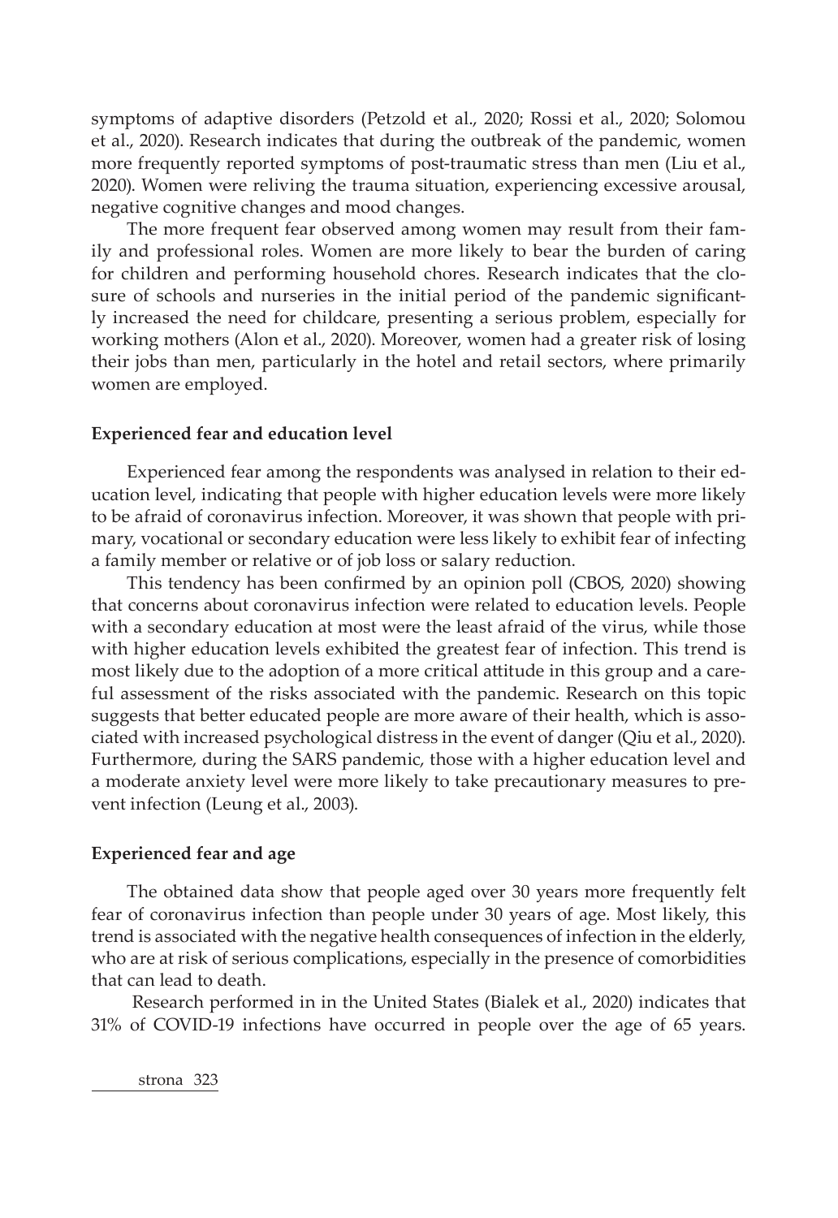symptoms of adaptive disorders (Petzold et al., 2020; Rossi et al., 2020; Solomou et al., 2020). Research indicates that during the outbreak of the pandemic, women more frequently reported symptoms of post-traumatic stress than men (Liu et al., 2020). Women were reliving the trauma situation, experiencing excessive arousal, negative cognitive changes and mood changes.

The more frequent fear observed among women may result from their family and professional roles. Women are more likely to bear the burden of caring for children and performing household chores. Research indicates that the closure of schools and nurseries in the initial period of the pandemic significantly increased the need for childcare, presenting a serious problem, especially for working mothers (Alon et al., 2020). Moreover, women had a greater risk of losing their jobs than men, particularly in the hotel and retail sectors, where primarily women are employed.

**Experienced fear and education level**

Experienced fear among the respondents was analysed in relation to their education level, indicating that people with higher education levels were more likely to be afraid of coronavirus infection. Moreover, it was shown that people with primary, vocational or secondary education were less likely to exhibit fear of infecting a family member or relative or of job loss or salary reduction.

This tendency has been confirmed by an opinion poll (CBOS, 2020) showing that concerns about coronavirus infection were related to education levels. People with a secondary education at most were the least afraid of the virus, while those with higher education levels exhibited the greatest fear of infection. This trend is most likely due to the adoption of a more critical attitude in this group and a careful assessment of the risks associated with the pandemic. Research on this topic suggests that better educated people are more aware of their health, which is associated with increased psychological distress in the event of danger (Qiu et al., 2020). Furthermore, during the SARS pandemic, those with a higher education level and a moderate anxiety level were more likely to take precautionary measures to prevent infection (Leung et al., 2003).

**Experienced fear and age**

The obtained data show that people aged over 30 years more frequently felt fear of coronavirus infection than people under 30 years of age. Most likely, this trend is associated with the negative health consequences of infection in the elderly, who are at risk of serious complications, especially in the presence of comorbidities that can lead to death.

Research performed in in the United States (Bialek et al., 2020) indicates that 31% of COVID-19 infections have occurred in people over the age of 65 years.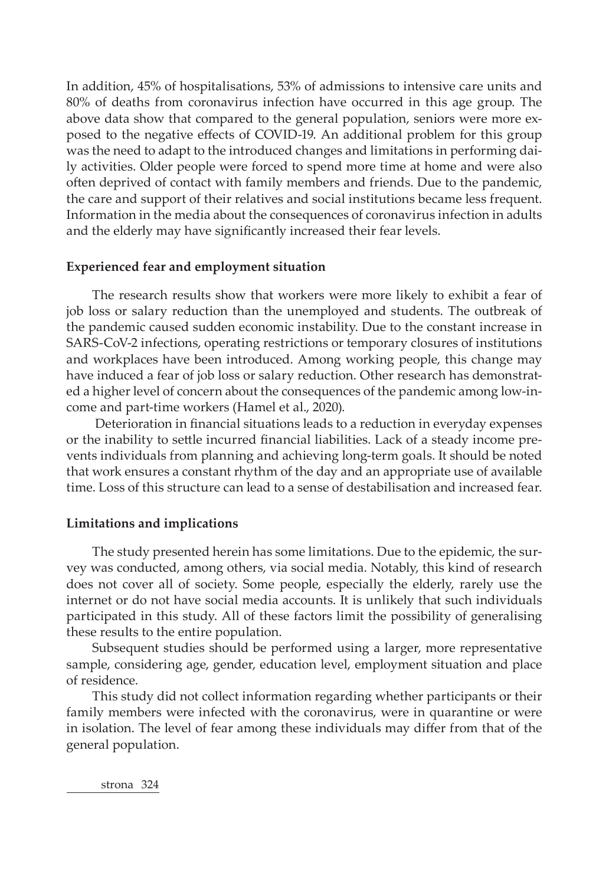In addition, 45% of hospitalisations, 53% of admissions to intensive care units and 80% of deaths from coronavirus infection have occurred in this age group. The above data show that compared to the general population, seniors were more exposed to the negative effects of COVID-19. An additional problem for this group was the need to adapt to the introduced changes and limitations in performing daily activities. Older people were forced to spend more time at home and were also often deprived of contact with family members and friends. Due to the pandemic, the care and support of their relatives and social institutions became less frequent. Information in the media about the consequences of coronavirus infection in adults and the elderly may have significantly increased their fear levels.

**Experienced fear and employment situation**

The research results show that workers were more likely to exhibit a fear of job loss or salary reduction than the unemployed and students. The outbreak of the pandemic caused sudden economic instability. Due to the constant increase in SARS-CoV-2 infections, operating restrictions or temporary closures of institutions and workplaces have been introduced. Among working people, this change may have induced a fear of job loss or salary reduction. Other research has demonstrated a higher level of concern about the consequences of the pandemic among low-income and part-time workers (Hamel et al., 2020).

Deterioration in financial situations leads to a reduction in everyday expenses or the inability to settle incurred financial liabilities. Lack of a steady income prevents individuals from planning and achieving long-term goals. It should be noted that work ensures a constant rhythm of the day and an appropriate use of available time. Loss of this structure can lead to a sense of destabilisation and increased fear.

**Limitations and implications**

The study presented herein has some limitations. Due to the epidemic, the survey was conducted, among others, via social media. Notably, this kind of research does not cover all of society. Some people, especially the elderly, rarely use the internet or do not have social media accounts. It is unlikely that such individuals participated in this study. All of these factors limit the possibility of generalising these results to the entire population.

Subsequent studies should be performed using a larger, more representative sample, considering age, gender, education level, employment situation and place of residence.

This study did not collect information regarding whether participants or their family members were infected with the coronavirus, were in quarantine or were in isolation. The level of fear among these individuals may differ from that of the general population.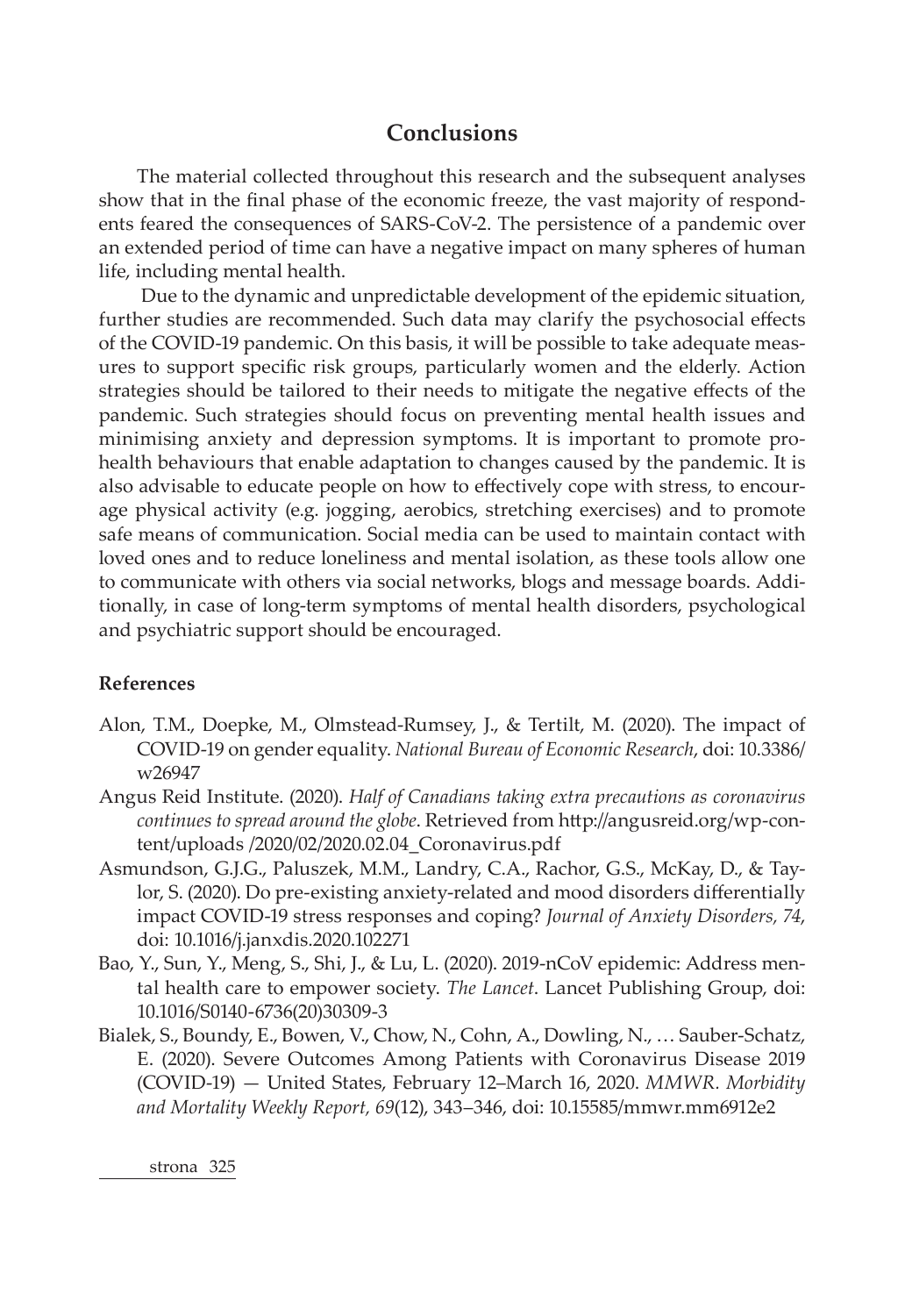## Conclusions

The material collected throughout this research and the subsequent analyses show that in the final phase of the economic freeze, the vast majority of respondents feared the consequences of SARS-CoV-2. The persistence of a pandemic over an extended period of time can have a negative impact on many spheres of human life, including mental health.

Due to the dynamic and unpredictable development of the epidemic situation, further studies are recommended. Such data may clarify the psychosocial effects of the COVID-19 pandemic. On this basis, it will be possible to take adequate measures to support specific risk groups, particularly women and the elderly. Action strategies should be tailored to their needs to mitigate the negative effects of the pandemic. Such strategies should focus on preventing mental health issues and minimising anxiety and depression symptoms. It is important to promote pro-health behaviours that enable adaptation to changes caused by the pandemic. It is also advisable to educate people on how to effectively cope with stress, to encourage physical activity (e.g. jogging, aerobics, stretching exercises) and to promote safe means of communication. Social media can be used to maintain contact with loved ones and to reduce loneliness and mental isolation, as these tools allow one to communicate with others via social networks, blogs and message boards. Additionally, in case of long-term symptoms of mental health disorders, psychological and psychiatric support should be encouraged.

### References

Alon, T.M., Doepke, M., Olmstead-Rumsey, J., & Tertilt, M. (2020). The impact of COVID-19 on gender equality. *National Bureau of Economic Research*, doi: 10.3386/w26947

Angus Reid Institute. (2020). *Half of Canadians taking extra precautions as coronavirus continues to spread around the globe*. Retrieved from http://angusreid.org/wp-content/uploads /2020/02/2020.02.04_Coronavirus.pdf

Asmundson, G.J.G., Paluszek, M.M., Landry, C.A., Rachor, G.S., McKay, D., & Taylor, S. (2020). Do pre-existing anxiety-related and mood disorders differentially impact COVID-19 stress responses and coping? *Journal of Anxiety Disorders*, *74*, doi: 10.1016/j.janxdis.2020.102271

Bao, Y., Sun, Y., Meng, S., Shi, J., & Lu, L. (2020). 2019-nCoV epidemic: Address mental health care to empower society. *The Lancet*. Lancet Publishing Group, doi: 10.1016/S0140-6736(20)30309-3

Bialek, S., Boundy, E., Bowen, V., Chow, N., Cohn, A., Dowling, N., … Sauber-Schatz, E. (2020). Severe Outcomes Among Patients with Coronavirus Disease 2019 (COVID-19) — United States, February 12–March 16, 2020. *MMWR. Morbidity and Mortality Weekly Report, 69*(12), 343–346, doi: 10.15585/mmwr.mm6912e2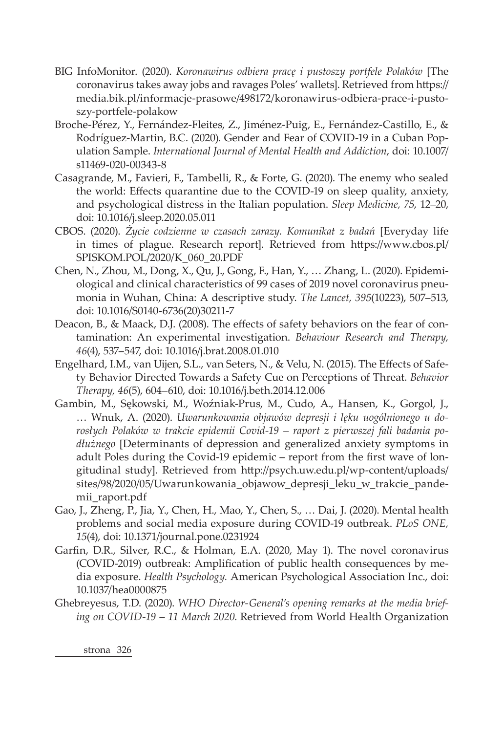BIG InfoMonitor. (2020). *Koronawirus odbiera pracę i pustoszy portfele Polaków* [The coronavirus takes away jobs and ravages Poles' wallets]. Retrieved from https://media.bik.pl/informacje-prasowe/498172/koronawirus-odbiera-prace-i-pustoszy-portfele-polakow

Broche-Pérez, Y., Fernández-Fleites, Z., Jiménez-Puig, E., Fernández-Castillo, E., & Rodríguez-Martin, B.C. (2020). Gender and Fear of COVID-19 in a Cuban Population Sample. *International Journal of Mental Health and Addiction*, doi: 10.1007/s11469-020-00343-8

Casagrande, M., Favieri, F., Tambelli, R., & Forte, G. (2020). The enemy who sealed the world: Effects quarantine due to the COVID-19 on sleep quality, anxiety, and psychological distress in the Italian population. *Sleep Medicine, 75*, 12–20, doi: 10.1016/j.sleep.2020.05.011

CBOS. (2020). *Życie codzienne w czasach zarazy. Komunikat z badań* [Everyday life in times of plague. Research report]. Retrieved from https://www.cbos.pl/SPISKOM.POL/2020/K_060_20.PDF

Chen, N., Zhou, M., Dong, X., Qu, J., Gong, F., Han, Y., … Zhang, L. (2020). Epidemiological and clinical characteristics of 99 cases of 2019 novel coronavirus pneumonia in Wuhan, China: A descriptive study. *The Lancet, 395*(10223), 507–513, doi: 10.1016/S0140-6736(20)30211-7

Deacon, B., & Maack, D.J. (2008). The effects of safety behaviors on the fear of contamination: An experimental investigation. *Behaviour Research and Therapy, 46*(4), 537–547, doi: 10.1016/j.brat.2008.01.010

Engelhard, I.M., van Uijen, S.L., van Seters, N., & Velu, N. (2015). The Effects of Safety Behavior Directed Towards a Safety Cue on Perceptions of Threat. *Behavior Therapy, 46*(5), 604–610, doi: 10.1016/j.beth.2014.12.006

Gambin, M., Sękowski, M., Woźniak-Prus, M., Cudo, A., Hansen, K., Gorgol, J., … Wnuk, A. (2020). *Uwarunkowania objawów depresji i lęku uogólnionego u dorosłych Polaków w trakcie epidemii Covid-19 – raport z pierwszej fali badania podłużnego* [Determinants of depression and generalized anxiety symptoms in adult Poles during the Covid-19 epidemic – report from the first wave of longitudinal study]. Retrieved from http://psych.uw.edu.pl/wp-content/uploads/sites/98/2020/05/Uwarunkowania_objawow_depresji_leku_w_trakcie_pandemii_raport.pdf

Gao, J., Zheng, P., Jia, Y., Chen, H., Mao, Y., Chen, S., … Dai, J. (2020). Mental health problems and social media exposure during COVID-19 outbreak. *PLoS ONE, 15*(4), doi: 10.1371/journal.pone.0231924

Garfin, D.R., Silver, R.C., & Holman, E.A. (2020, May 1). The novel coronavirus (COVID-2019) outbreak: Amplification of public health consequences by media exposure. *Health Psychology.* American Psychological Association Inc., doi: 10.1037/hea0000875

Ghebreyesus, T.D. (2020). *WHO Director-General's opening remarks at the media briefing on COVID-19 – 11 March 2020*. Retrieved from World Health Organization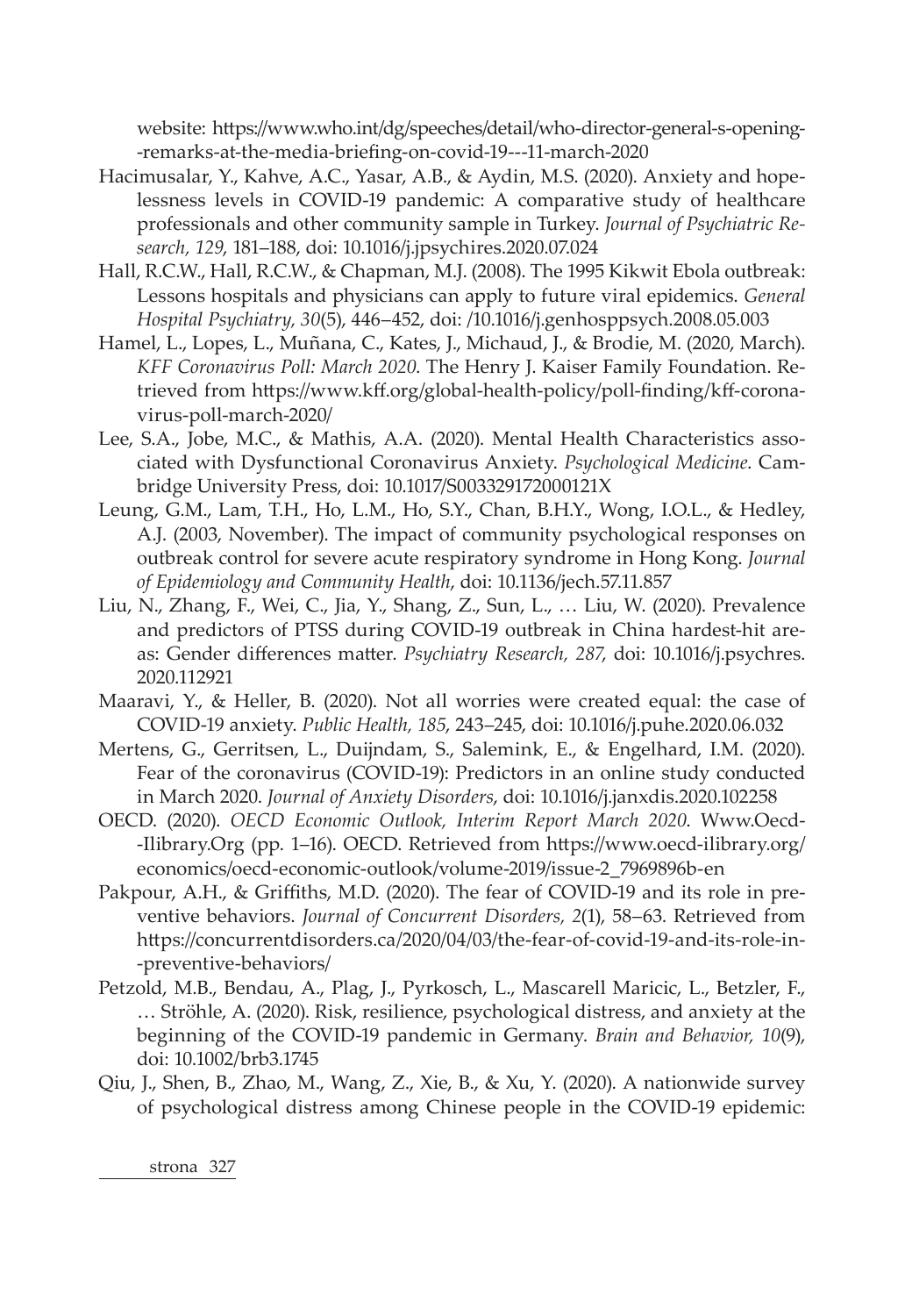website: https://www.who.int/dg/speeches/detail/who-director-general-s-opening--remarks-at-the-media-briefing-on-covid-19---11-march-2020

Hacimusalar, Y., Kahve, A.C., Yasar, A.B., & Aydin, M.S. (2020). Anxiety and hopelessness levels in COVID-19 pandemic: A comparative study of healthcare professionals and other community sample in Turkey. *Journal of Psychiatric Research, 129*, 181–188, doi: 10.1016/j.jpsychires.2020.07.024

Hall, R.C.W., Hall, R.C.W., & Chapman, M.J. (2008). The 1995 Kikwit Ebola outbreak: Lessons hospitals and physicians can apply to future viral epidemics. *General Hospital Psychiatry, 30*(5), 446–452, doi: /10.1016/j.genhosppsych.2008.05.003

Hamel, L., Lopes, L., Muñana, C., Kates, J., Michaud, J., & Brodie, M. (2020, March). *KFF Coronavirus Poll: March 2020*. The Henry J. Kaiser Family Foundation. Retrieved from https://www.kff.org/global-health-policy/poll-finding/kff-coronavirus-poll-march-2020/

Lee, S.A., Jobe, M.C., & Mathis, A.A. (2020). Mental Health Characteristics associated with Dysfunctional Coronavirus Anxiety. *Psychological Medicine*. Cambridge University Press, doi: 10.1017/S003329172000121X

Leung, G.M., Lam, T.H., Ho, L.M., Ho, S.Y., Chan, B.H.Y., Wong, I.O.L., & Hedley, A.J. (2003, November). The impact of community psychological responses on outbreak control for severe acute respiratory syndrome in Hong Kong. *Journal of Epidemiology and Community Health*, doi: 10.1136/jech.57.11.857

Liu, N., Zhang, F., Wei, C., Jia, Y., Shang, Z., Sun, L., … Liu, W. (2020). Prevalence and predictors of PTSS during COVID-19 outbreak in China hardest-hit areas: Gender differences matter. *Psychiatry Research, 287*, doi: 10.1016/j.psychres.2020.112921

Maaravi, Y., & Heller, B. (2020). Not all worries were created equal: the case of COVID-19 anxiety. *Public Health, 185*, 243–245, doi: 10.1016/j.puhe.2020.06.032

Mertens, G., Gerritsen, L., Duijndam, S., Salemink, E., & Engelhard, I.M. (2020). Fear of the coronavirus (COVID-19): Predictors in an online study conducted in March 2020. *Journal of Anxiety Disorders*, doi: 10.1016/j.janxdis.2020.102258

OECD. (2020). *OECD Economic Outlook, Interim Report March 2020*. Www.Oecd--Ilibrary.Org (pp. 1–16). OECD. Retrieved from https://www.oecd-ilibrary.org/economics/oecd-economic-outlook/volume-2019/issue-2_7969896b-en

Pakpour, A.H., & Griffiths, M.D. (2020). The fear of COVID-19 and its role in preventive behaviors. *Journal of Concurrent Disorders, 2*(1), 58–63. Retrieved from https://concurrentdisorders.ca/2020/04/03/the-fear-of-covid-19-and-its-role-in--preventive-behaviors/

Petzold, M.B., Bendau, A., Plag, J., Pyrkosch, L., Mascarell Maricic, L., Betzler, F., … Ströhle, A. (2020). Risk, resilience, psychological distress, and anxiety at the beginning of the COVID-19 pandemic in Germany. *Brain and Behavior, 10*(9), doi: 10.1002/brb3.1745

Qiu, J., Shen, B., Zhao, M., Wang, Z., Xie, B., & Xu, Y. (2020). A nationwide survey of psychological distress among Chinese people in the COVID-19 epidemic: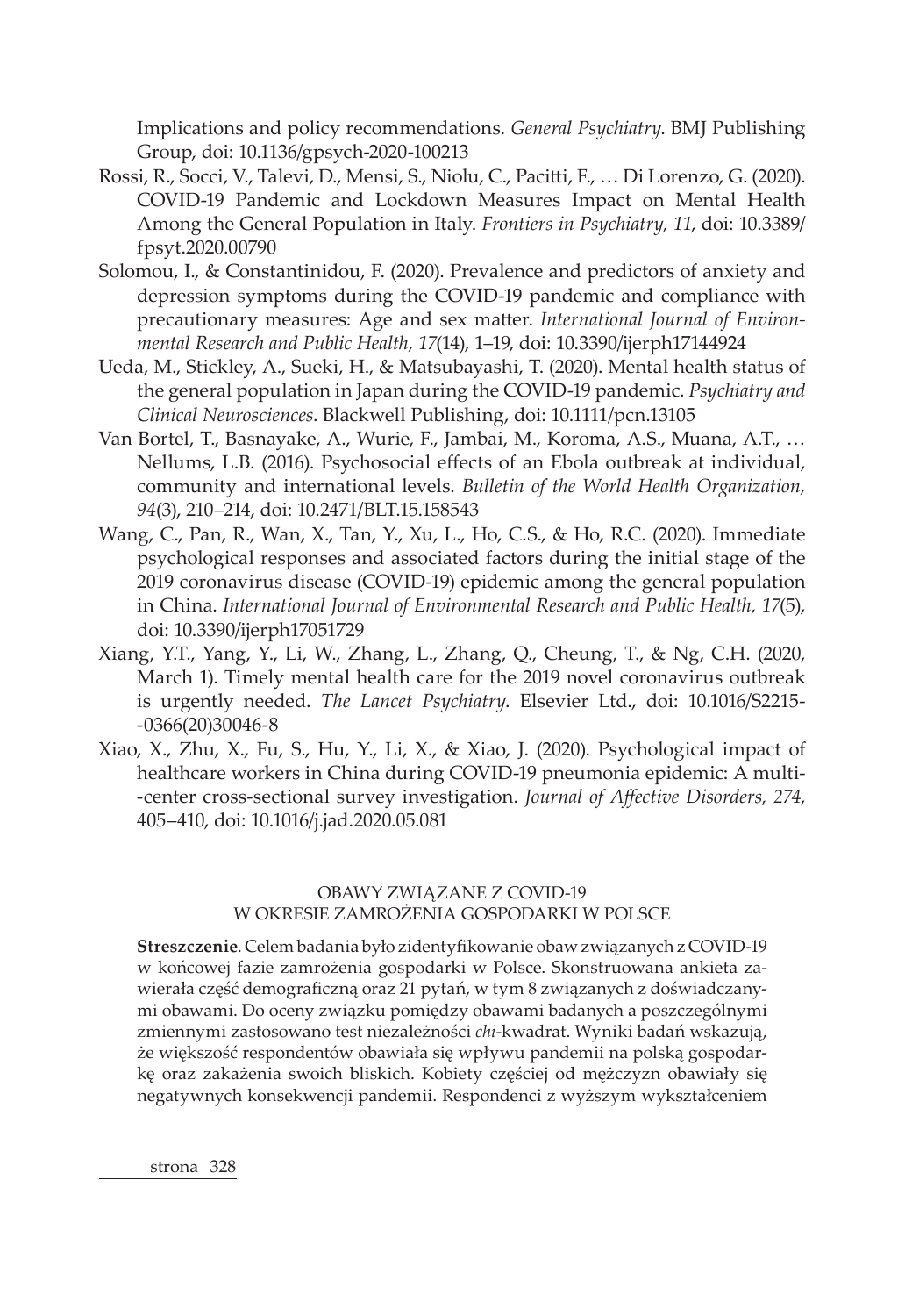Implications and policy recommendations. *General Psychiatry*. BMJ Publishing Group, doi: 10.1136/gpsych-2020-100213

Rossi, R., Socci, V., Talevi, D., Mensi, S., Niolu, C., Pacitti, F., … Di Lorenzo, G. (2020). COVID-19 Pandemic and Lockdown Measures Impact on Mental Health Among the General Population in Italy. *Frontiers in Psychiatry, 11*, doi: 10.3389/fpsyt.2020.00790

Solomou, I., & Constantinidou, F. (2020). Prevalence and predictors of anxiety and depression symptoms during the COVID-19 pandemic and compliance with precautionary measures: Age and sex matter. *International Journal of Environmental Research and Public Health, 17*(14), 1–19, doi: 10.3390/ijerph17144924

Ueda, M., Stickley, A., Sueki, H., & Matsubayashi, T. (2020). Mental health status of the general population in Japan during the COVID-19 pandemic. *Psychiatry and Clinical Neurosciences*. Blackwell Publishing, doi: 10.1111/pcn.13105

Van Bortel, T., Basnayake, A., Wurie, F., Jambai, M., Koroma, A.S., Muana, A.T., … Nellums, L.B. (2016). Psychosocial effects of an Ebola outbreak at individual, community and international levels. *Bulletin of the World Health Organization, 94*(3), 210–214, doi: 10.2471/BLT.15.158543

Wang, C., Pan, R., Wan, X., Tan, Y., Xu, L., Ho, C.S., & Ho, R.C. (2020). Immediate psychological responses and associated factors during the initial stage of the 2019 coronavirus disease (COVID-19) epidemic among the general population in China. *International Journal of Environmental Research and Public Health, 17*(5), doi: 10.3390/ijerph17051729

Xiang, Y.T., Yang, Y., Li, W., Zhang, L., Zhang, Q., Cheung, T., & Ng, C.H. (2020, March 1). Timely mental health care for the 2019 novel coronavirus outbreak is urgently needed. *The Lancet Psychiatry*. Elsevier Ltd., doi: 10.1016/S2215--0366(20)30046-8

Xiao, X., Zhu, X., Fu, S., Hu, Y., Li, X., & Xiao, J. (2020). Psychological impact of healthcare workers in China during COVID-19 pneumonia epidemic: A multi--center cross-sectional survey investigation. *Journal of Affective Disorders, 274*, 405–410, doi: 10.1016/j.jad.2020.05.081

## OBAWY ZWIĄZANE Z COVID-19 W OKRESIE ZAMROŻENIA GOSPODARKI W POLSCE

**Streszczenie**. Celem badania było zidentyfikowanie obaw związanych z COVID-19 w końcowej fazie zamrożenia gospodarki w Polsce. Skonstruowana ankieta zawierała część demograficzną oraz 21 pytań, w tym 8 związanych z doświadczanymi obawami. Do oceny związku pomiędzy obawami badanych a poszczególnymi zmiennymi zastosowano test niezależności *chi*-kwadrat. Wyniki badań wskazują, że większość respondentów obawiała się wpływu pandemii na polską gospodarkę oraz zakażenia swoich bliskich. Kobiety częściej od mężczyzn obawiały się negatywnych konsekwencji pandemii. Respondenci z wyższym wykształceniem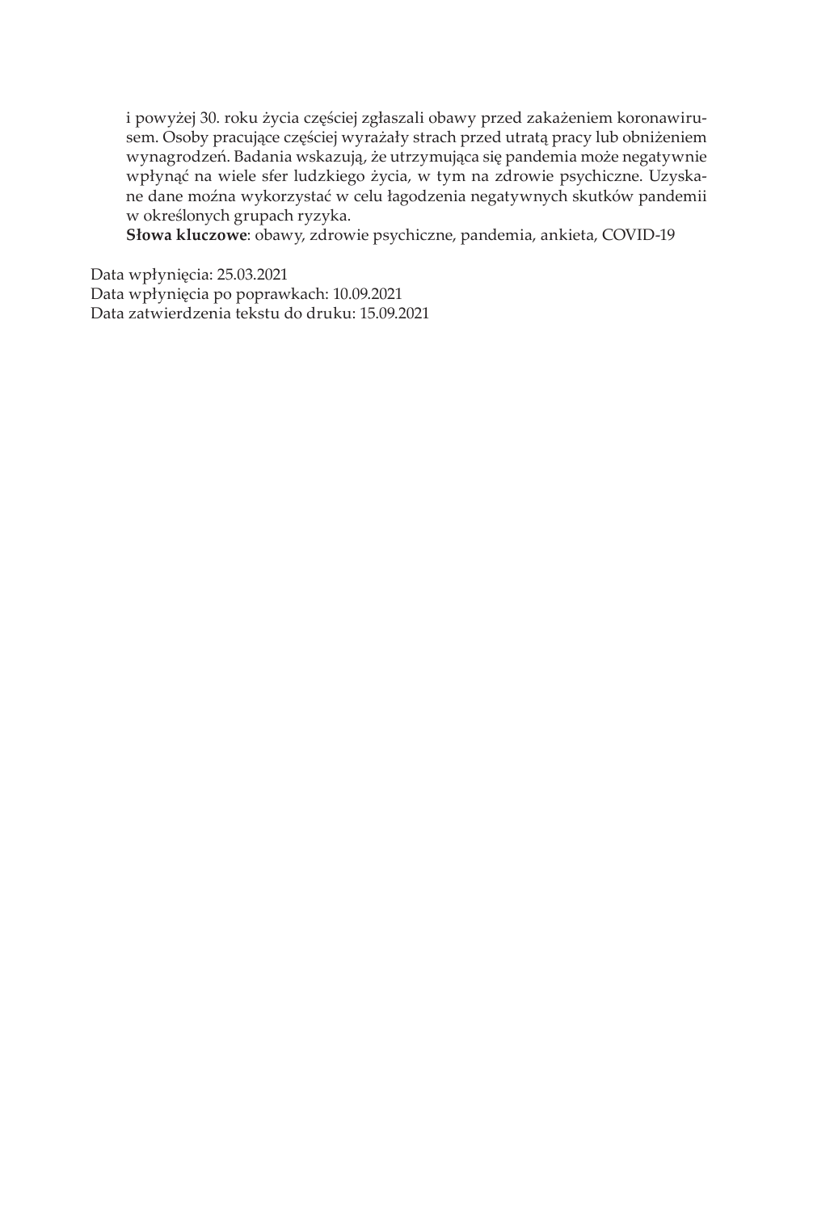i powyżej 30. roku życia częściej zgłaszali obawy przed zakażeniem koronawirusem. Osoby pracujące częściej wyrażały strach przed utratą pracy lub obniżeniem wynagrodzeń. Badania wskazują, że utrzymująca się pandemia może negatywnie wpłynąć na wiele sfer ludzkiego życia, w tym na zdrowie psychiczne. Uzyskane dane można wykorzystać w celu łagodzenia negatywnych skutków pandemii w określonych grupach ryzyka.

**Słowa kluczowe**: obawy, zdrowie psychiczne, pandemia, ankieta, COVID-19

Data wpłynięcia: 25.03.2021
Data wpłynięcia po poprawkach: 10.09.2021
Data zatwierdzenia tekstu do druku: 15.09.2021